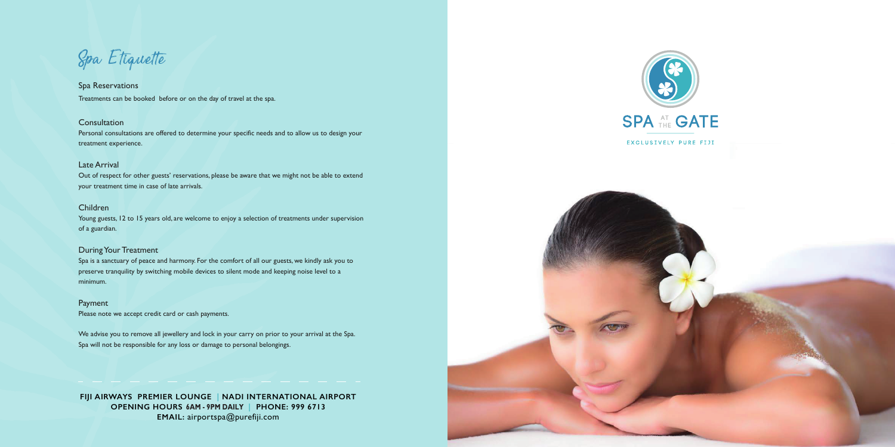# Spa Etiquette

## Spa Reservations

Treatments can be booked before or on the day of travel at the spa.

## Consultation

Personal consultations are offered to determine your specific needs and to allow us to design your treatment experience.

## Late Arrival

Out of respect for other guests' reservations, please be aware that we might not be able to extend your treatment time in case of late arrivals.

## Children

Young guests, 12 to 15 years old, are welcome to enjoy a selection of treatments under supervision of a guardian.

## During Your Treatment

Spa is a sanctuary of peace and harmony. For the comfort of all our guests, we kindly ask you to preserve tranquility by switching mobile devices to silent mode and keeping noise level to a minimum.

## Payment

Please note we accept credit card or cash payments.

We advise you to remove all jewellery and lock in your carry on prior to your arrival at the Spa. Spa will not be responsible for any loss or damage to personal belongings.

**FIJI AIRWAYS PREMIER LOUNGE | NADI INTERNATIONAL AIRPORT**
**OPENING HOURS 6AM - 9PM DAILY | PHONE: 999 6713**
**EMAIL:** airportspa@purefiji.com

SPA AT THE GATE

EXCLUSIVELY PURE FIJI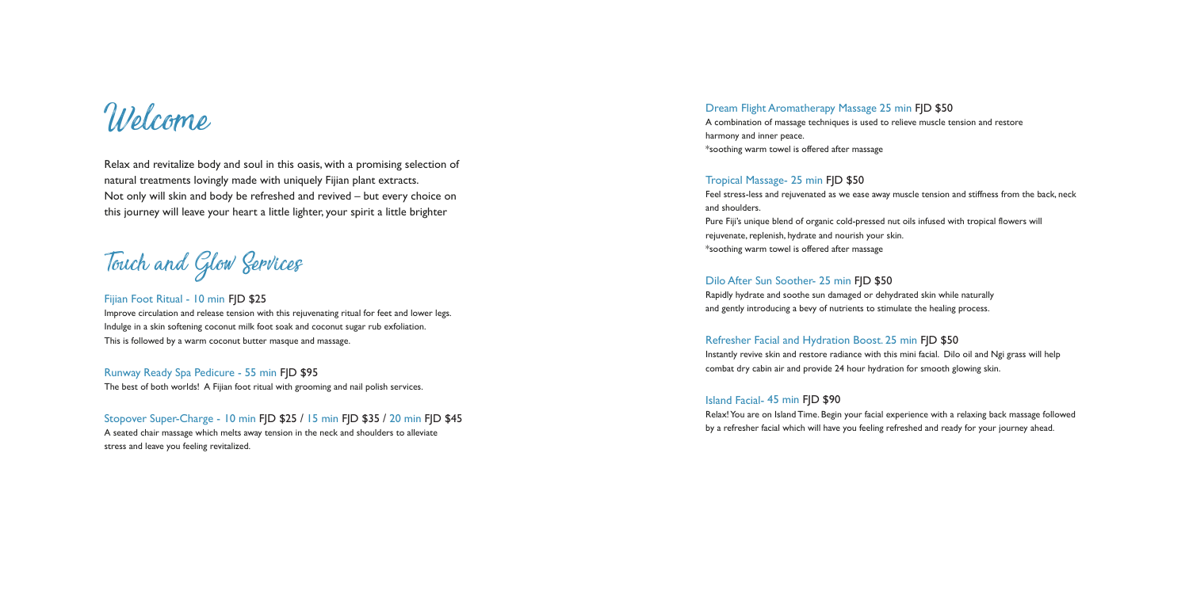# Welcome

Relax and revitalize body and soul in this oasis, with a promising selection of natural treatments lovingly made with uniquely Fijian plant extracts.
Not only will skin and body be refreshed and revived – but every choice on this journey will leave your heart a little lighter, your spirit a little brighter

## Touch and Glow Services

### Fijian Foot Ritual - 10 min FJD $25

Improve circulation and release tension with this rejuvenating ritual for feet and lower legs.
Indulge in a skin softening coconut milk foot soak and coconut sugar rub exfoliation.
This is followed by a warm coconut butter masque and massage.

### Runway Ready Spa Pedicure - 55 min FJD $95

The best of both worlds! A Fijian foot ritual with grooming and nail polish services.

### Stopover Super-Charge - 10 min FJD $25 / 15 min FJD $35 / 20 min FJD $45

A seated chair massage which melts away tension in the neck and shoulders to alleviate stress and leave you feeling revitalized.

### Dream Flight Aromatherapy Massage 25 min FJD $50

A combination of massage techniques is used to relieve muscle tension and restore harmony and inner peace.
*soothing warm towel is offered after massage

### Tropical Massage- 25 min FJD $50

Feel stress-less and rejuvenated as we ease away muscle tension and stiffness from the back, neck and shoulders.
Pure Fiji's unique blend of organic cold-pressed nut oils infused with tropical flowers will rejuvenate, replenish, hydrate and nourish your skin.
*soothing warm towel is offered after massage

### Dilo After Sun Soother- 25 min FJD $50

Rapidly hydrate and soothe sun damaged or dehydrated skin while naturally and gently introducing a bevy of nutrients to stimulate the healing process.

### Refresher Facial and Hydration Boost. 25 min FJD $50

Instantly revive skin and restore radiance with this mini facial. Dilo oil and Ngi grass will help combat dry cabin air and provide 24 hour hydration for smooth glowing skin.

### Island Facial- 45 min FJD $90

Relax! You are on Island Time. Begin your facial experience with a relaxing back massage followed by a refresher facial which will have you feeling refreshed and ready for your journey ahead.